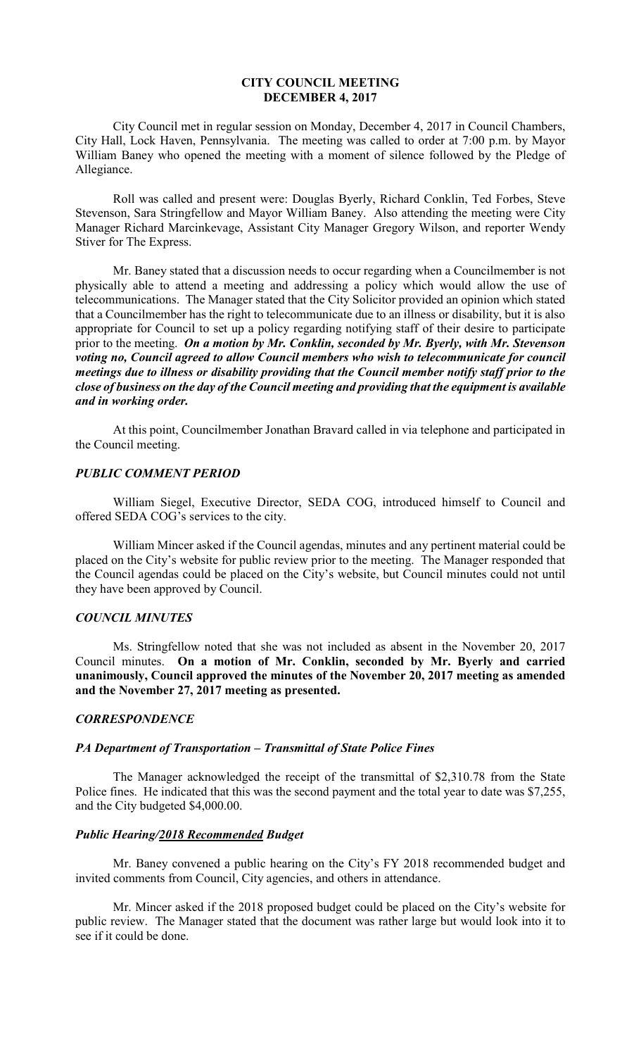# CITY COUNCIL MEETING
# DECEMBER 4, 2017

City Council met in regular session on Monday, December 4, 2017 in Council Chambers, City Hall, Lock Haven, Pennsylvania. The meeting was called to order at 7:00 p.m. by Mayor William Baney who opened the meeting with a moment of silence followed by the Pledge of Allegiance.

Roll was called and present were: Douglas Byerly, Richard Conklin, Ted Forbes, Steve Stevenson, Sara Stringfellow and Mayor William Baney. Also attending the meeting were City Manager Richard Marcinkevage, Assistant City Manager Gregory Wilson, and reporter Wendy Stiver for The Express.

Mr. Baney stated that a discussion needs to occur regarding when a Councilmember is not physically able to attend a meeting and addressing a policy which would allow the use of telecommunications. The Manager stated that the City Solicitor provided an opinion which stated that a Councilmember has the right to telecommunicate due to an illness or disability, but it is also appropriate for Council to set up a policy regarding notifying staff of their desire to participate prior to the meeting. ***On a motion by Mr. Conklin, seconded by Mr. Byerly, with Mr. Stevenson voting no, Council agreed to allow Council members who wish to telecommunicate for council meetings due to illness or disability providing that the Council member notify staff prior to the close of business on the day of the Council meeting and providing that the equipment is available and in working order.***

At this point, Councilmember Jonathan Bravard called in via telephone and participated in the Council meeting.

## *PUBLIC COMMENT PERIOD*

William Siegel, Executive Director, SEDA COG, introduced himself to Council and offered SEDA COG's services to the city.

William Mincer asked if the Council agendas, minutes and any pertinent material could be placed on the City's website for public review prior to the meeting. The Manager responded that the Council agendas could be placed on the City's website, but Council minutes could not until they have been approved by Council.

## *COUNCIL MINUTES*

Ms. Stringfellow noted that she was not included as absent in the November 20, 2017 Council minutes. **On a motion of Mr. Conklin, seconded by Mr. Byerly and carried unanimously, Council approved the minutes of the November 20, 2017 meeting as amended and the November 27, 2017 meeting as presented.**

## *CORRESPONDENCE*

### *PA Department of Transportation – Transmittal of State Police Fines*

The Manager acknowledged the receipt of the transmittal of $2,310.78 from the State Police fines. He indicated that this was the second payment and the total year to date was $7,255, and the City budgeted $4,000.00.

### *Public Hearing/2018 Recommended Budget*

Mr. Baney convened a public hearing on the City's FY 2018 recommended budget and invited comments from Council, City agencies, and others in attendance.

Mr. Mincer asked if the 2018 proposed budget could be placed on the City's website for public review. The Manager stated that the document was rather large but would look into it to see if it could be done.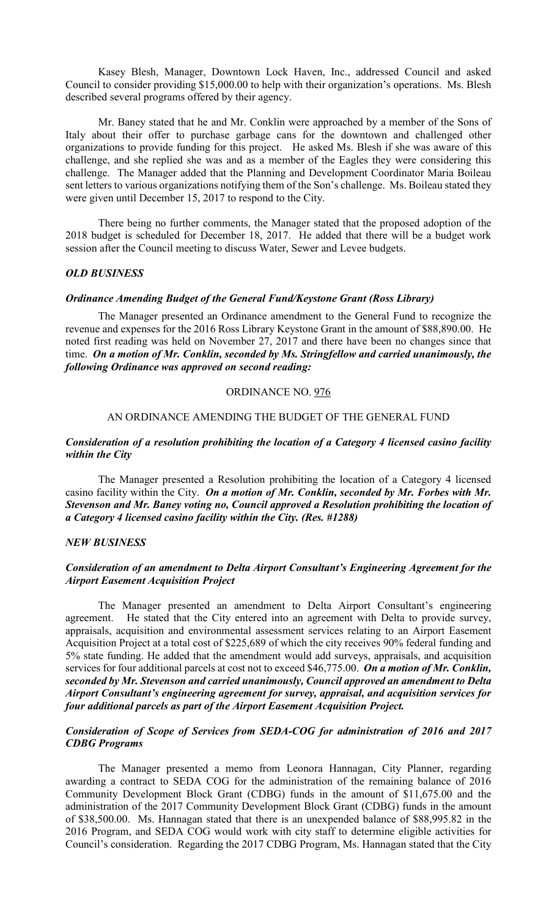Kasey Blesh, Manager, Downtown Lock Haven, Inc., addressed Council and asked Council to consider providing $15,000.00 to help with their organization's operations. Ms. Blesh described several programs offered by their agency.

Mr. Baney stated that he and Mr. Conklin were approached by a member of the Sons of Italy about their offer to purchase garbage cans for the downtown and challenged other organizations to provide funding for this project. He asked Ms. Blesh if she was aware of this challenge, and she replied she was and as a member of the Eagles they were considering this challenge. The Manager added that the Planning and Development Coordinator Maria Boileau sent letters to various organizations notifying them of the Son's challenge. Ms. Boileau stated they were given until December 15, 2017 to respond to the City.

There being no further comments, the Manager stated that the proposed adoption of the 2018 budget is scheduled for December 18, 2017. He added that there will be a budget work session after the Council meeting to discuss Water, Sewer and Levee budgets.

### *OLD BUSINESS*

#### *Ordinance Amending Budget of the General Fund/Keystone Grant (Ross Library)*

The Manager presented an Ordinance amendment to the General Fund to recognize the revenue and expenses for the 2016 Ross Library Keystone Grant in the amount of $88,890.00. He noted first reading was held on November 27, 2017 and there have been no changes since that time. ***On a motion of Mr. Conklin, seconded by Ms. Stringfellow and carried unanimously, the following Ordinance was approved on second reading:***

ORDINANCE NO. 976

AN ORDINANCE AMENDING THE BUDGET OF THE GENERAL FUND

#### *Consideration of a resolution prohibiting the location of a Category 4 licensed casino facility within the City*

The Manager presented a Resolution prohibiting the location of a Category 4 licensed casino facility within the City. ***On a motion of Mr. Conklin, seconded by Mr. Forbes with Mr. Stevenson and Mr. Baney voting no, Council approved a Resolution prohibiting the location of a Category 4 licensed casino facility within the City. (Res. #1288)***

### *NEW BUSINESS*

#### *Consideration of an amendment to Delta Airport Consultant's Engineering Agreement for the Airport Easement Acquisition Project*

The Manager presented an amendment to Delta Airport Consultant's engineering agreement. He stated that the City entered into an agreement with Delta to provide survey, appraisals, acquisition and environmental assessment services relating to an Airport Easement Acquisition Project at a total cost of $225,689 of which the city receives 90% federal funding and 5% state funding. He added that the amendment would add surveys, appraisals, and acquisition services for four additional parcels at cost not to exceed $46,775.00. ***On a motion of Mr. Conklin, seconded by Mr. Stevenson and carried unanimously, Council approved an amendment to Delta Airport Consultant's engineering agreement for survey, appraisal, and acquisition services for four additional parcels as part of the Airport Easement Acquisition Project.***

#### *Consideration of Scope of Services from SEDA-COG for administration of 2016 and 2017 CDBG Programs*

The Manager presented a memo from Leonora Hannagan, City Planner, regarding awarding a contract to SEDA COG for the administration of the remaining balance of 2016 Community Development Block Grant (CDBG) funds in the amount of $11,675.00 and the administration of the 2017 Community Development Block Grant (CDBG) funds in the amount of $38,500.00. Ms. Hannagan stated that there is an unexpended balance of $88,995.82 in the 2016 Program, and SEDA COG would work with city staff to determine eligible activities for Council's consideration. Regarding the 2017 CDBG Program, Ms. Hannagan stated that the City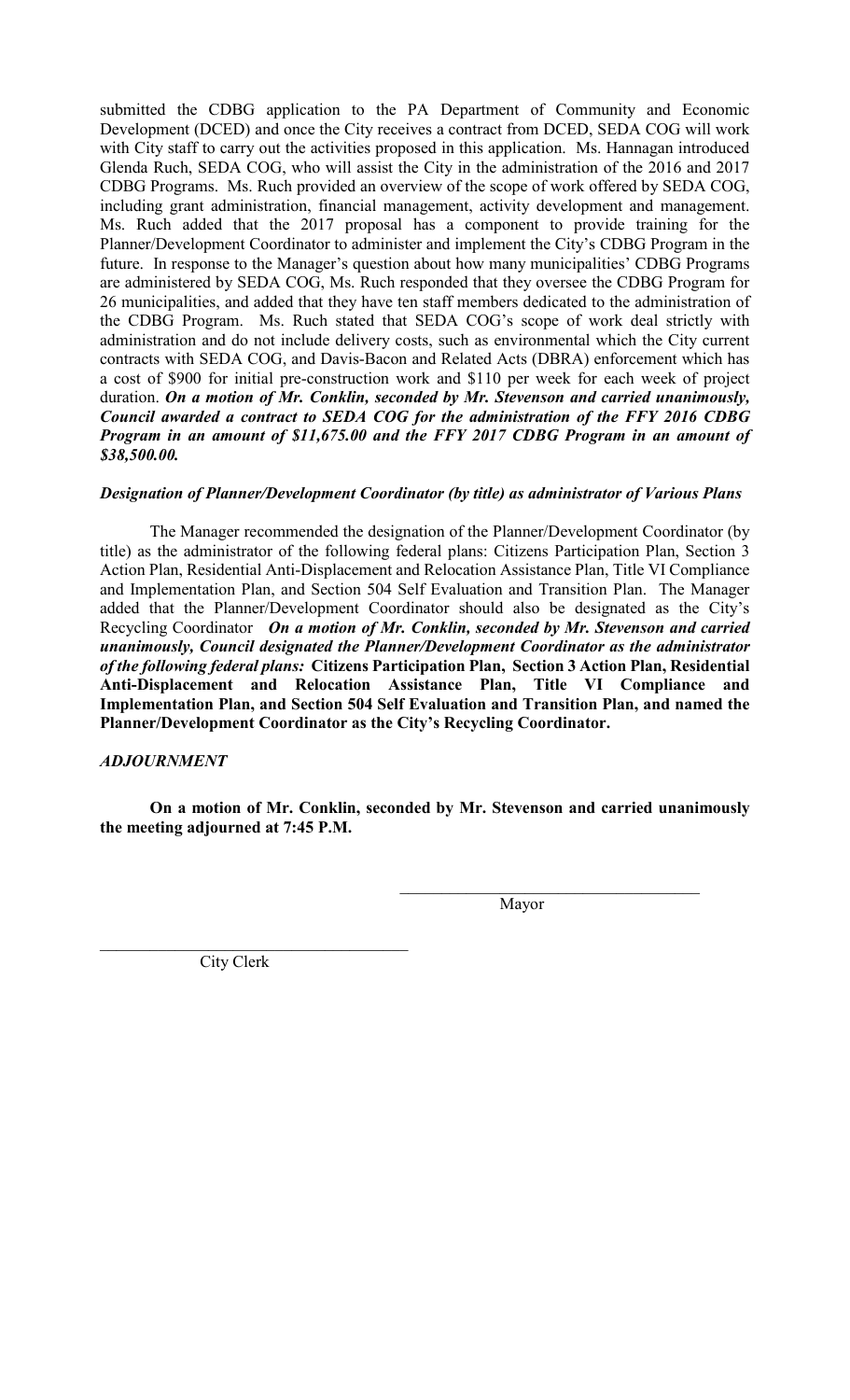submitted the CDBG application to the PA Department of Community and Economic Development (DCED) and once the City receives a contract from DCED, SEDA COG will work with City staff to carry out the activities proposed in this application. Ms. Hannagan introduced Glenda Ruch, SEDA COG, who will assist the City in the administration of the 2016 and 2017 CDBG Programs. Ms. Ruch provided an overview of the scope of work offered by SEDA COG, including grant administration, financial management, activity development and management. Ms. Ruch added that the 2017 proposal has a component to provide training for the Planner/Development Coordinator to administer and implement the City's CDBG Program in the future. In response to the Manager's question about how many municipalities' CDBG Programs are administered by SEDA COG, Ms. Ruch responded that they oversee the CDBG Program for 26 municipalities, and added that they have ten staff members dedicated to the administration of the CDBG Program. Ms. Ruch stated that SEDA COG's scope of work deal strictly with administration and do not include delivery costs, such as environmental which the City current contracts with SEDA COG, and Davis-Bacon and Related Acts (DBRA) enforcement which has a cost of $900 for initial pre-construction work and $110 per week for each week of project duration. ***On a motion of Mr. Conklin, seconded by Mr. Stevenson and carried unanimously, Council awarded a contract to SEDA COG for the administration of the FFY 2016 CDBG Program in an amount of $11,675.00 and the FFY 2017 CDBG Program in an amount of $38,500.00.***

***Designation of Planner/Development Coordinator (by title) as administrator of Various Plans***

The Manager recommended the designation of the Planner/Development Coordinator (by title) as the administrator of the following federal plans: Citizens Participation Plan, Section 3 Action Plan, Residential Anti-Displacement and Relocation Assistance Plan, Title VI Compliance and Implementation Plan, and Section 504 Self Evaluation and Transition Plan. The Manager added that the Planner/Development Coordinator should also be designated as the City's Recycling Coordinator ***On a motion of Mr. Conklin, seconded by Mr. Stevenson and carried unanimously, Council designated the Planner/Development Coordinator as the administrator of the following federal plans:*** **Citizens Participation Plan, Section 3 Action Plan, Residential Anti-Displacement and Relocation Assistance Plan, Title VI Compliance and Implementation Plan, and Section 504 Self Evaluation and Transition Plan, and named the Planner/Development Coordinator as the City's Recycling Coordinator.**

***ADJOURNMENT***

**On a motion of Mr. Conklin, seconded by Mr. Stevenson and carried unanimously the meeting adjourned at 7:45 P.M.**

\_\_\_\_\_\_\_\_\_\_\_\_\_\_\_\_\_\_\_\_\_\_\_\_\_\_\_\_\_\_\_\_\_\_\_
Mayor

\_\_\_\_\_\_\_\_\_\_\_\_\_\_\_\_\_\_\_\_\_\_\_\_\_\_\_\_\_\_\_\_\_\_\_
City Clerk